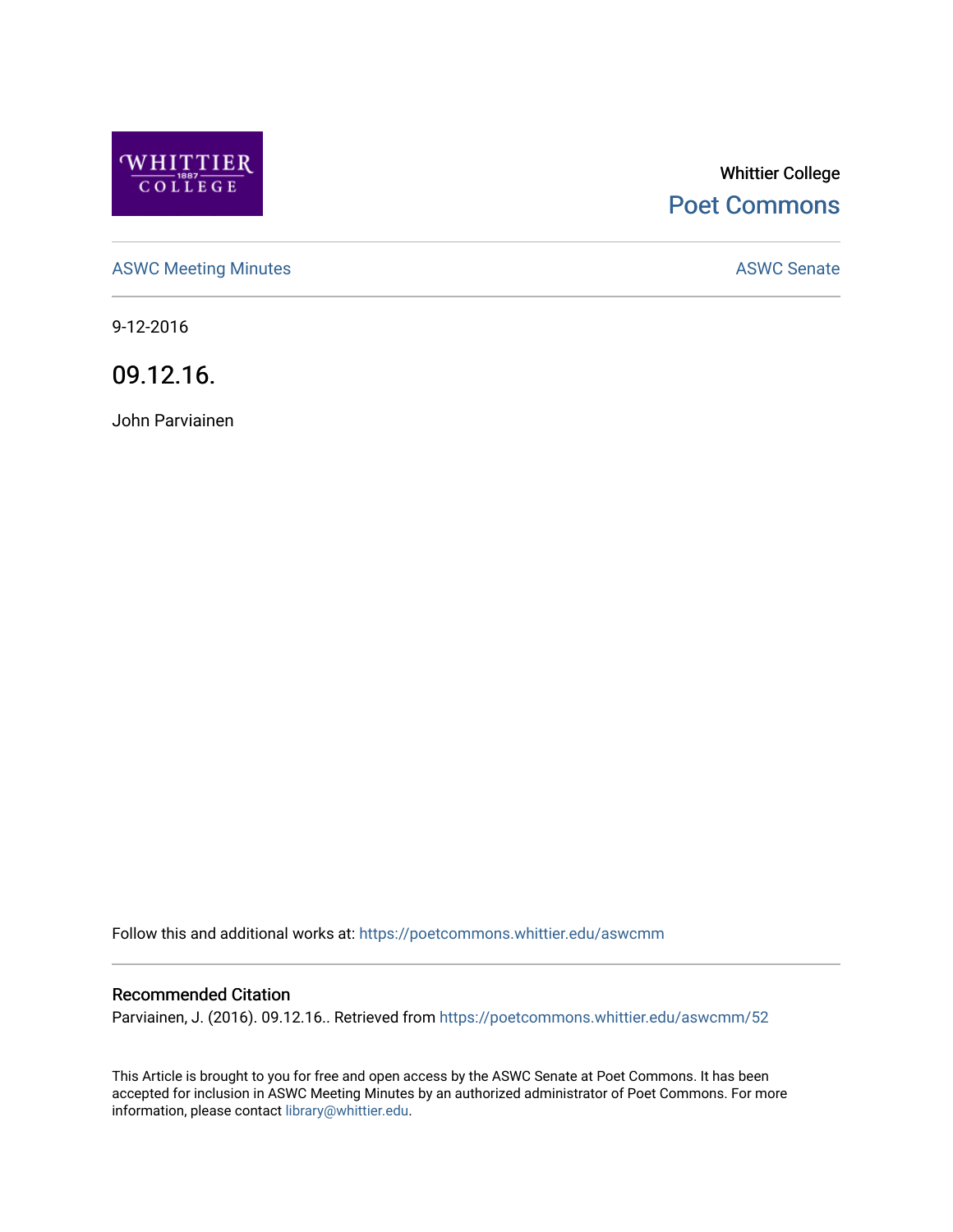Whittier College

Poet Commons

ASWC Meeting Minutes

ASWC Senate

9-12-2016

# 09.12.16.

John Parviainen

Follow this and additional works at: https://poetcommons.whittier.edu/aswcmm

## Recommended Citation

Parviainen, J. (2016). 09.12.16.. Retrieved from https://poetcommons.whittier.edu/aswcmm/52

This Article is brought to you for free and open access by the ASWC Senate at Poet Commons. It has been accepted for inclusion in ASWC Meeting Minutes by an authorized administrator of Poet Commons. For more information, please contact library@whittier.edu.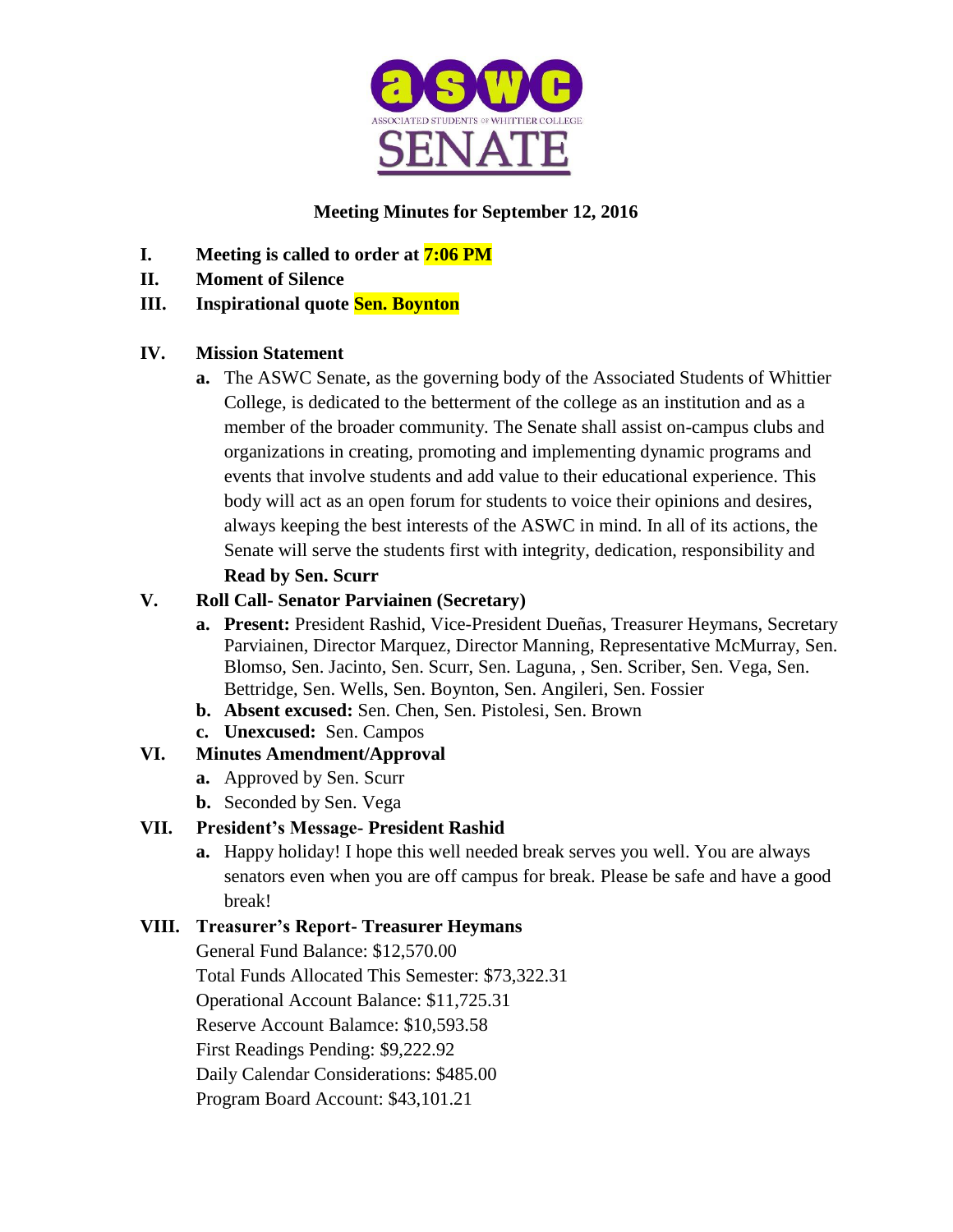# Meeting Minutes for September 12, 2016

**I. Meeting is called to order at 7:06 PM**

**II. Moment of Silence**

**III. Inspirational quote Sen. Boynton**

**IV. Mission Statement**

a. The ASWC Senate, as the governing body of the Associated Students of Whittier College, is dedicated to the betterment of the college as an institution and as a member of the broader community. The Senate shall assist on-campus clubs and organizations in creating, promoting and implementing dynamic programs and events that involve students and add value to their educational experience. This body will act as an open forum for students to voice their opinions and desires, always keeping the best interests of the ASWC in mind. In all of its actions, the Senate will serve the students first with integrity, dedication, responsibility and **Read by Sen. Scurr**

**V. Roll Call- Senator Parviainen (Secretary)**

a. **Present:** President Rashid, Vice-President Dueñas, Treasurer Heymans, Secretary Parviainen, Director Marquez, Director Manning, Representative McMurray, Sen. Blomso, Sen. Jacinto, Sen. Scurr, Sen. Laguna, , Sen. Scriber, Sen. Vega, Sen. Bettridge, Sen. Wells, Sen. Boynton, Sen. Angileri, Sen. Fossier

b. **Absent excused:** Sen. Chen, Sen. Pistolesi, Sen. Brown

c. **Unexcused:** Sen. Campos

**VI. Minutes Amendment/Approval**

a. Approved by Sen. Scurr

b. Seconded by Sen. Vega

**VII. President's Message- President Rashid**

a. Happy holiday! I hope this well needed break serves you well. You are always senators even when you are off campus for break. Please be safe and have a good break!

**VIII. Treasurer's Report- Treasurer Heymans**

General Fund Balance: $12,570.00

Total Funds Allocated This Semester: $73,322.31

Operational Account Balance: $11,725.31

Reserve Account Balamce: $10,593.58

First Readings Pending: $9,222.92

Daily Calendar Considerations: $485.00

Program Board Account: $43,101.21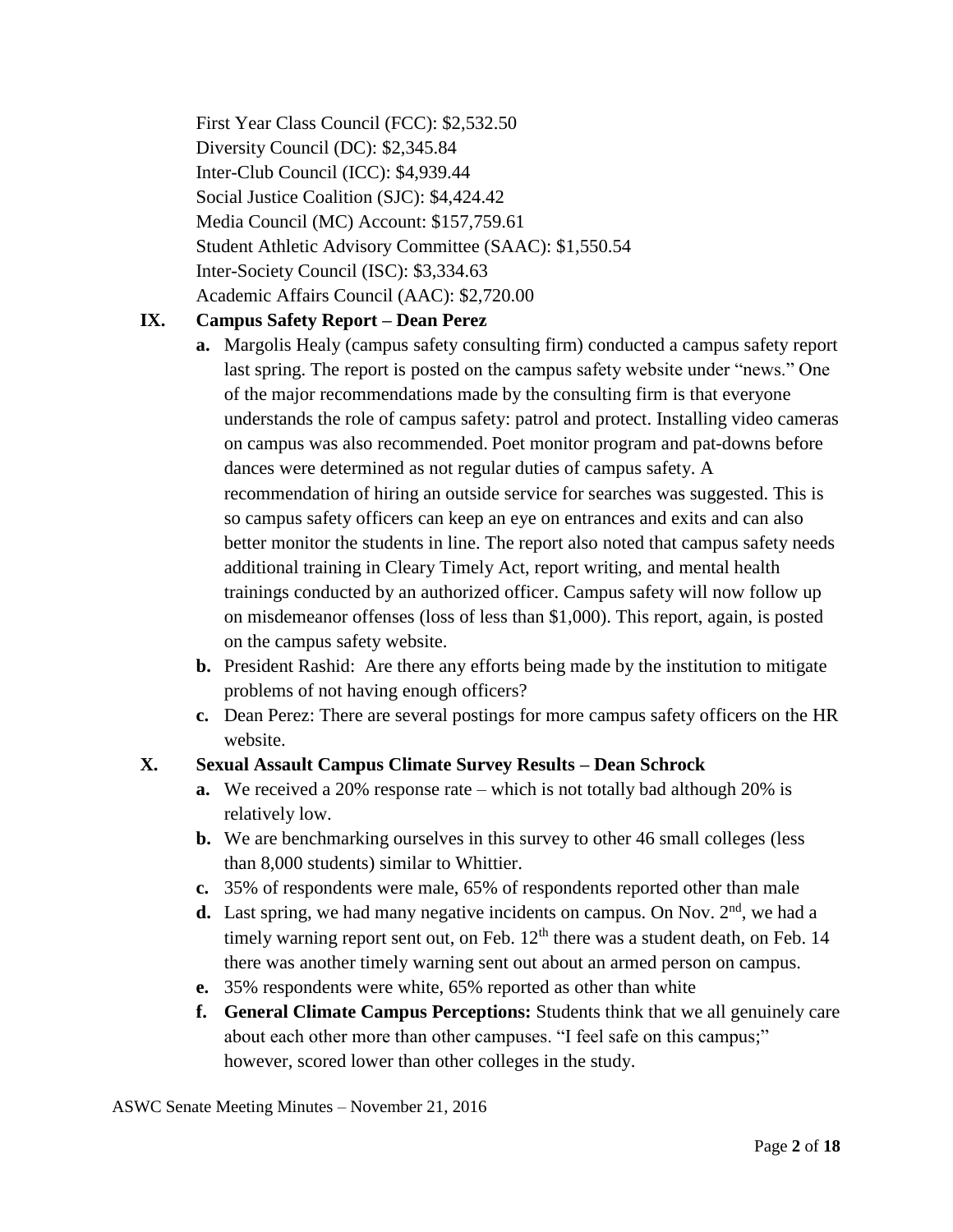First Year Class Council (FCC): $2,532.50
Diversity Council (DC): $2,345.84
Inter-Club Council (ICC): $4,939.44
Social Justice Coalition (SJC): $4,424.42
Media Council (MC) Account: $157,759.61
Student Athletic Advisory Committee (SAAC): $1,550.54
Inter-Society Council (ISC): $3,334.63
Academic Affairs Council (AAC): $2,720.00

## IX. Campus Safety Report – Dean Perez

**a.** Margolis Healy (campus safety consulting firm) conducted a campus safety report last spring. The report is posted on the campus safety website under "news." One of the major recommendations made by the consulting firm is that everyone understands the role of campus safety: patrol and protect. Installing video cameras on campus was also recommended. Poet monitor program and pat-downs before dances were determined as not regular duties of campus safety. A recommendation of hiring an outside service for searches was suggested. This is so campus safety officers can keep an eye on entrances and exits and can also better monitor the students in line. The report also noted that campus safety needs additional training in Cleary Timely Act, report writing, and mental health trainings conducted by an authorized officer. Campus safety will now follow up on misdemeanor offenses (loss of less than $1,000). This report, again, is posted on the campus safety website.

**b.** President Rashid: Are there any efforts being made by the institution to mitigate problems of not having enough officers?

**c.** Dean Perez: There are several postings for more campus safety officers on the HR website.

## X. Sexual Assault Campus Climate Survey Results – Dean Schrock

**a.** We received a 20% response rate – which is not totally bad although 20% is relatively low.

**b.** We are benchmarking ourselves in this survey to other 46 small colleges (less than 8,000 students) similar to Whittier.

**c.** 35% of respondents were male, 65% of respondents reported other than male

**d.** Last spring, we had many negative incidents on campus. On Nov. 2nd, we had a timely warning report sent out, on Feb. 12th there was a student death, on Feb. 14 there was another timely warning sent out about an armed person on campus.

**e.** 35% respondents were white, 65% reported as other than white

**f.** **General Climate Campus Perceptions:** Students think that we all genuinely care about each other more than other campuses. "I feel safe on this campus;" however, scored lower than other colleges in the study.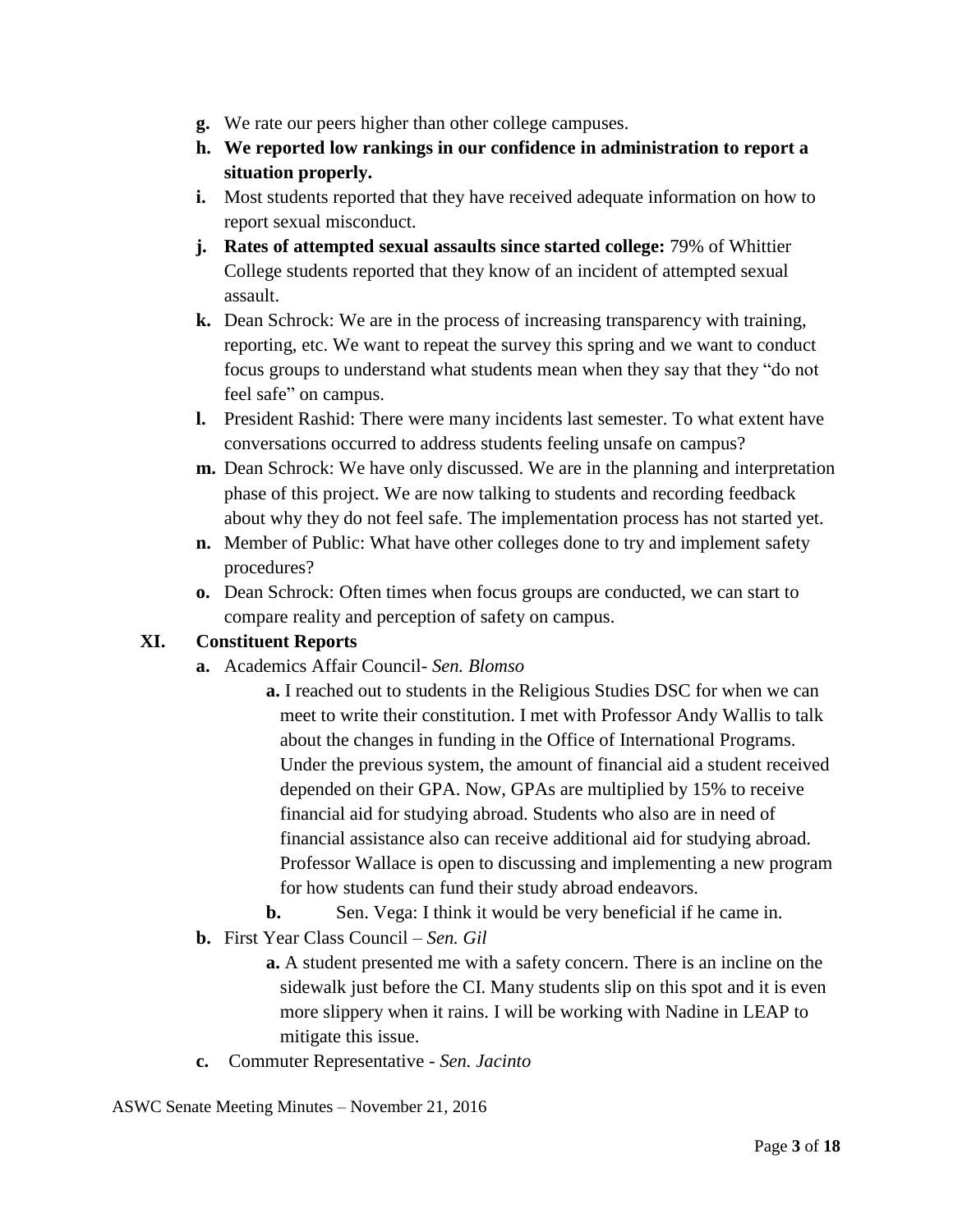g. We rate our peers higher than other college campuses.

h. **We reported low rankings in our confidence in administration to report a situation properly.**

i. Most students reported that they have received adequate information on how to report sexual misconduct.

j. **Rates of attempted sexual assaults since started college:** 79% of Whittier College students reported that they know of an incident of attempted sexual assault.

k. Dean Schrock: We are in the process of increasing transparency with training, reporting, etc. We want to repeat the survey this spring and we want to conduct focus groups to understand what students mean when they say that they "do not feel safe" on campus.

l. President Rashid: There were many incidents last semester. To what extent have conversations occurred to address students feeling unsafe on campus?

m. Dean Schrock: We have only discussed. We are in the planning and interpretation phase of this project. We are now talking to students and recording feedback about why they do not feel safe. The implementation process has not started yet.

n. Member of Public: What have other colleges done to try and implement safety procedures?

o. Dean Schrock: Often times when focus groups are conducted, we can start to compare reality and perception of safety on campus.

## XI. Constituent Reports

a. Academics Affair Council- *Sen. Blomso*

  a. I reached out to students in the Religious Studies DSC for when we can meet to write their constitution. I met with Professor Andy Wallis to talk about the changes in funding in the Office of International Programs. Under the previous system, the amount of financial aid a student received depended on their GPA. Now, GPAs are multiplied by 15% to receive financial aid for studying abroad. Students who also are in need of financial assistance also can receive additional aid for studying abroad. Professor Wallace is open to discussing and implementing a new program for how students can fund their study abroad endeavors.

  b. Sen. Vega: I think it would be very beneficial if he came in.

b. First Year Class Council – *Sen. Gil*

  a. A student presented me with a safety concern. There is an incline on the sidewalk just before the CI. Many students slip on this spot and it is even more slippery when it rains. I will be working with Nadine in LEAP to mitigate this issue.

c. Commuter Representative - *Sen. Jacinto*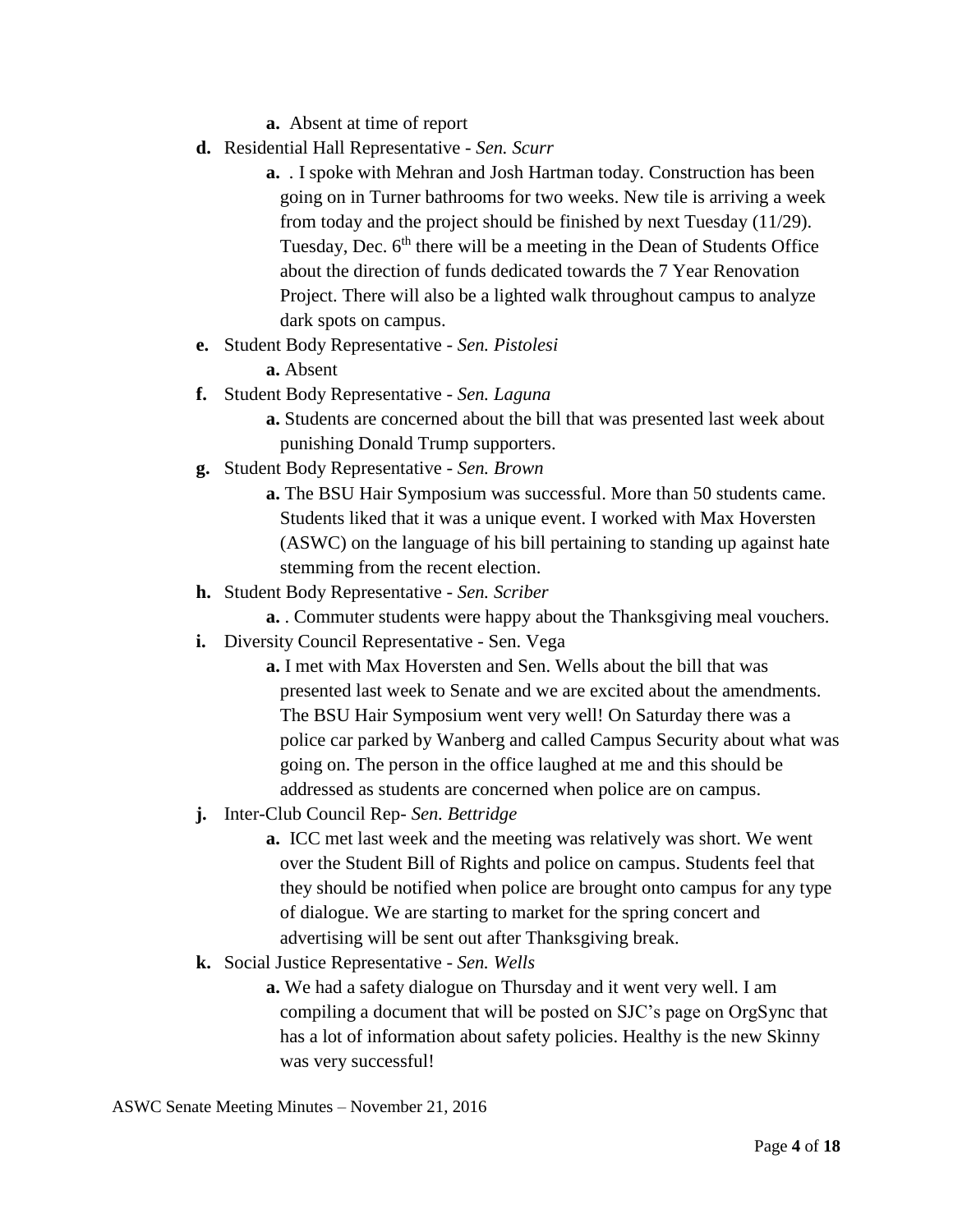- **a.** Absent at time of report

- **d.** Residential Hall Representative - *Sen. Scurr*
   - **a.** . I spoke with Mehran and Josh Hartman today. Construction has been going on in Turner bathrooms for two weeks. New tile is arriving a week from today and the project should be finished by next Tuesday (11/29). Tuesday, Dec. 6th there will be a meeting in the Dean of Students Office about the direction of funds dedicated towards the 7 Year Renovation Project. There will also be a lighted walk throughout campus to analyze dark spots on campus.
- **e.** Student Body Representative - *Sen. Pistolesi*
   - **a.** Absent
- **f.** Student Body Representative - *Sen. Laguna*
   - **a.** Students are concerned about the bill that was presented last week about punishing Donald Trump supporters.
- **g.** Student Body Representative - *Sen. Brown*
   - **a.** The BSU Hair Symposium was successful. More than 50 students came. Students liked that it was a unique event. I worked with Max Hoversten (ASWC) on the language of his bill pertaining to standing up against hate stemming from the recent election.
- **h.** Student Body Representative - *Sen. Scriber*
   - **a.** . Commuter students were happy about the Thanksgiving meal vouchers.
- **i.** Diversity Council Representative - Sen. Vega
   - **a.** I met with Max Hoversten and Sen. Wells about the bill that was presented last week to Senate and we are excited about the amendments. The BSU Hair Symposium went very well! On Saturday there was a police car parked by Wanberg and called Campus Security about what was going on. The person in the office laughed at me and this should be addressed as students are concerned when police are on campus.
- **j.** Inter-Club Council Rep- *Sen. Bettridge*
   - **a.** ICC met last week and the meeting was relatively was short. We went over the Student Bill of Rights and police on campus. Students feel that they should be notified when police are brought onto campus for any type of dialogue. We are starting to market for the spring concert and advertising will be sent out after Thanksgiving break.
- **k.** Social Justice Representative - *Sen. Wells*
   - **a.** We had a safety dialogue on Thursday and it went very well. I am compiling a document that will be posted on SJC's page on OrgSync that has a lot of information about safety policies. Healthy is the new Skinny was very successful!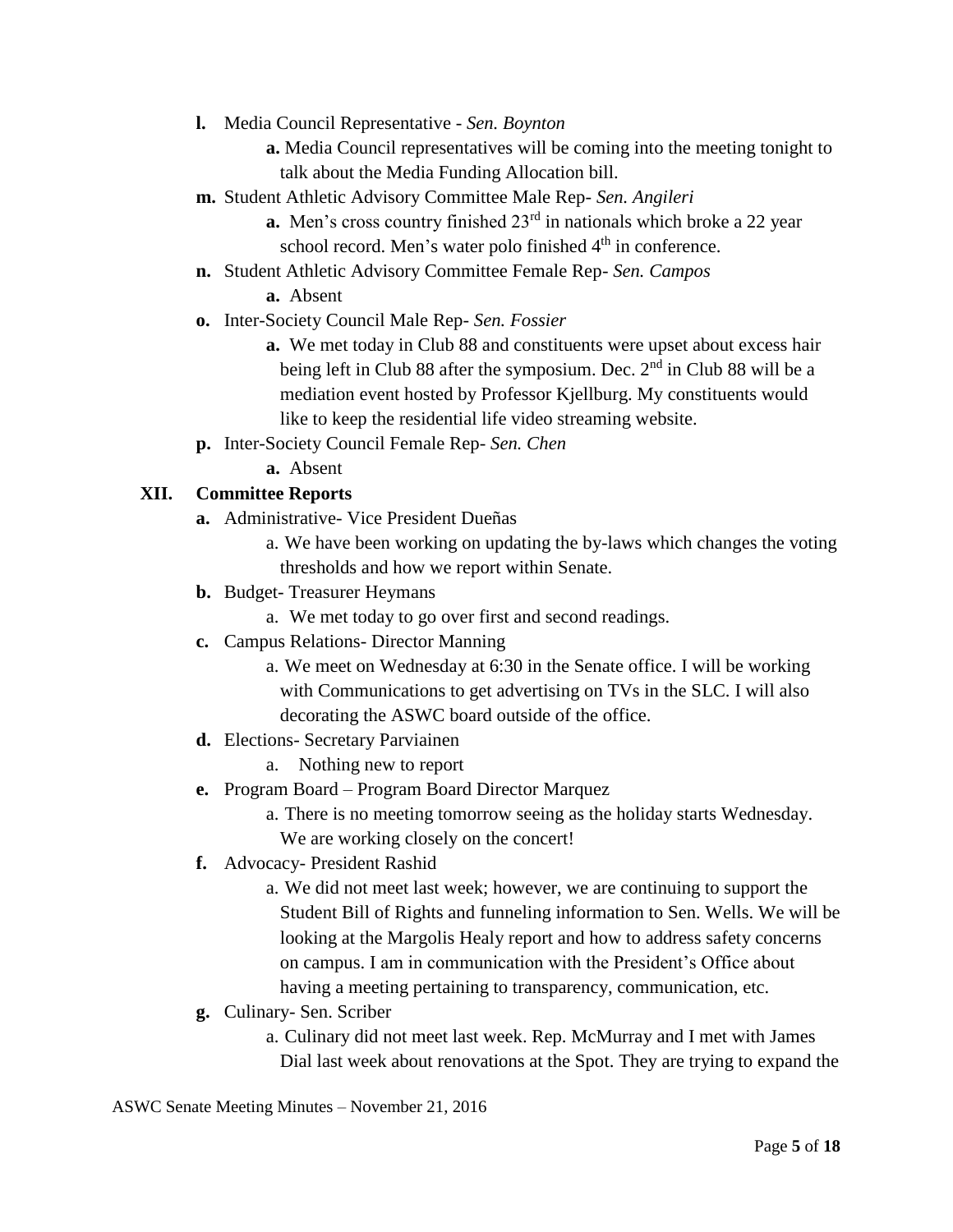- **l.** Media Council Representative - *Sen. Boynton*
  - **a.** Media Council representatives will be coming into the meeting tonight to talk about the Media Funding Allocation bill.
- **m.** Student Athletic Advisory Committee Male Rep- *Sen. Angileri*
  - **a.** Men's cross country finished 23rd in nationals which broke a 22 year school record. Men's water polo finished 4th in conference.
- **n.** Student Athletic Advisory Committee Female Rep- *Sen. Campos*
  - **a.** Absent
- **o.** Inter-Society Council Male Rep- *Sen. Fossier*
  - **a.** We met today in Club 88 and constituents were upset about excess hair being left in Club 88 after the symposium. Dec. 2nd in Club 88 will be a mediation event hosted by Professor Kjellburg. My constituents would like to keep the residential life video streaming website.
- **p.** Inter-Society Council Female Rep- *Sen. Chen*
  - **a.** Absent

## XII. Committee Reports

- **a.** Administrative- Vice President Dueñas
  - a. We have been working on updating the by-laws which changes the voting thresholds and how we report within Senate.
- **b.** Budget- Treasurer Heymans
  - a. We met today to go over first and second readings.
- **c.** Campus Relations- Director Manning
  - a. We meet on Wednesday at 6:30 in the Senate office. I will be working with Communications to get advertising on TVs in the SLC. I will also decorating the ASWC board outside of the office.
- **d.** Elections- Secretary Parviainen
  - a. Nothing new to report
- **e.** Program Board – Program Board Director Marquez
  - a. There is no meeting tomorrow seeing as the holiday starts Wednesday. We are working closely on the concert!
- **f.** Advocacy- President Rashid
  - a. We did not meet last week; however, we are continuing to support the Student Bill of Rights and funneling information to Sen. Wells. We will be looking at the Margolis Healy report and how to address safety concerns on campus. I am in communication with the President's Office about having a meeting pertaining to transparency, communication, etc.
- **g.** Culinary- Sen. Scriber
  - a. Culinary did not meet last week. Rep. McMurray and I met with James Dial last week about renovations at the Spot. They are trying to expand the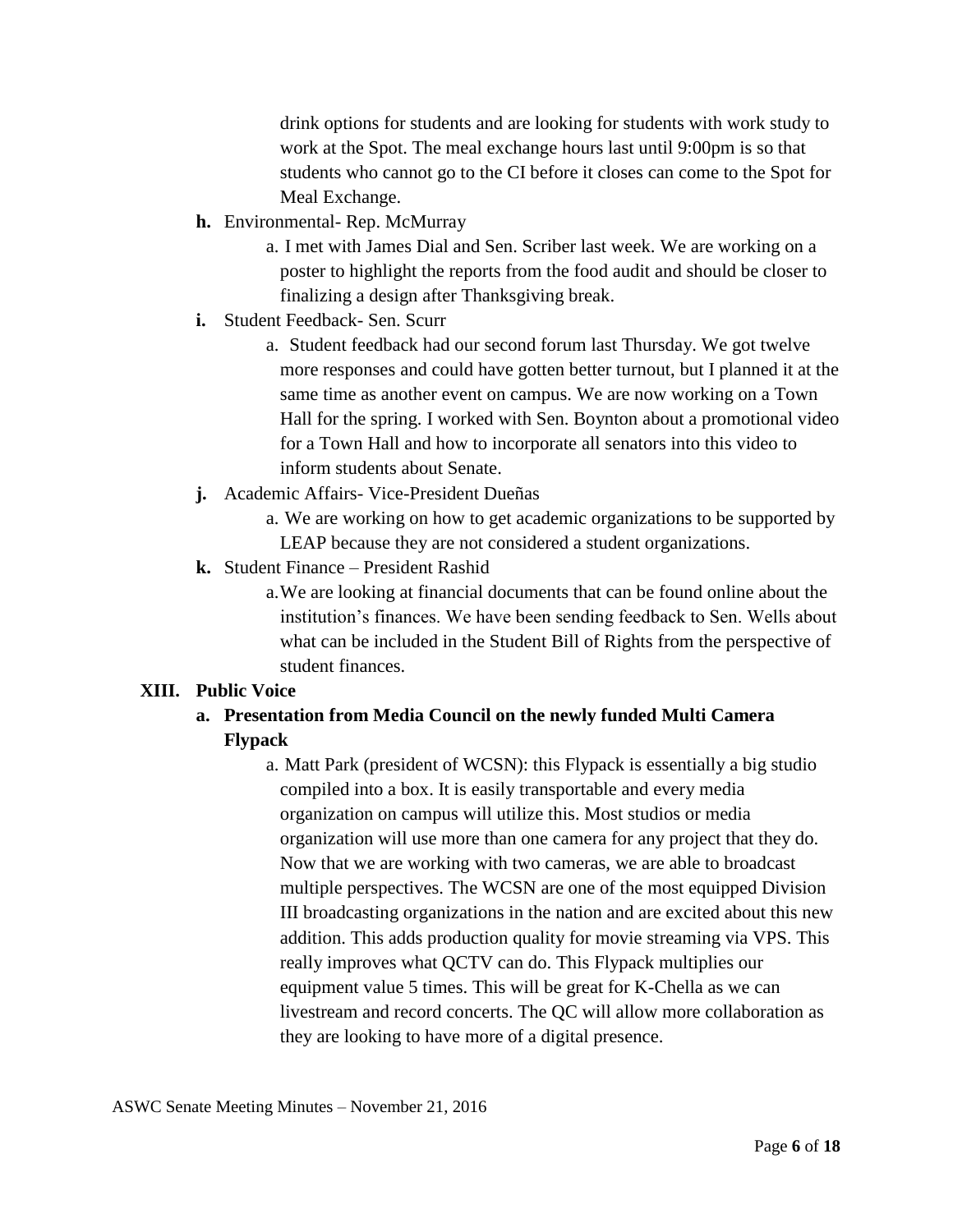drink options for students and are looking for students with work study to work at the Spot. The meal exchange hours last until 9:00pm is so that students who cannot go to the CI before it closes can come to the Spot for Meal Exchange.

**h.** Environmental- Rep. McMurray

a. I met with James Dial and Sen. Scriber last week. We are working on a poster to highlight the reports from the food audit and should be closer to finalizing a design after Thanksgiving break.

**i.** Student Feedback- Sen. Scurr

a. Student feedback had our second forum last Thursday. We got twelve more responses and could have gotten better turnout, but I planned it at the same time as another event on campus. We are now working on a Town Hall for the spring. I worked with Sen. Boynton about a promotional video for a Town Hall and how to incorporate all senators into this video to inform students about Senate.

**j.** Academic Affairs- Vice-President Dueñas

a. We are working on how to get academic organizations to be supported by LEAP because they are not considered a student organizations.

**k.** Student Finance – President Rashid

a. We are looking at financial documents that can be found online about the institution's finances. We have been sending feedback to Sen. Wells about what can be included in the Student Bill of Rights from the perspective of student finances.

**XIII. Public Voice**

**a. Presentation from Media Council on the newly funded Multi Camera Flypack**

a. Matt Park (president of WCSN): this Flypack is essentially a big studio compiled into a box. It is easily transportable and every media organization on campus will utilize this. Most studios or media organization will use more than one camera for any project that they do. Now that we are working with two cameras, we are able to broadcast multiple perspectives. The WCSN are one of the most equipped Division III broadcasting organizations in the nation and are excited about this new addition. This adds production quality for movie streaming via VPS. This really improves what QCTV can do. This Flypack multiplies our equipment value 5 times. This will be great for K-Chella as we can livestream and record concerts. The QC will allow more collaboration as they are looking to have more of a digital presence.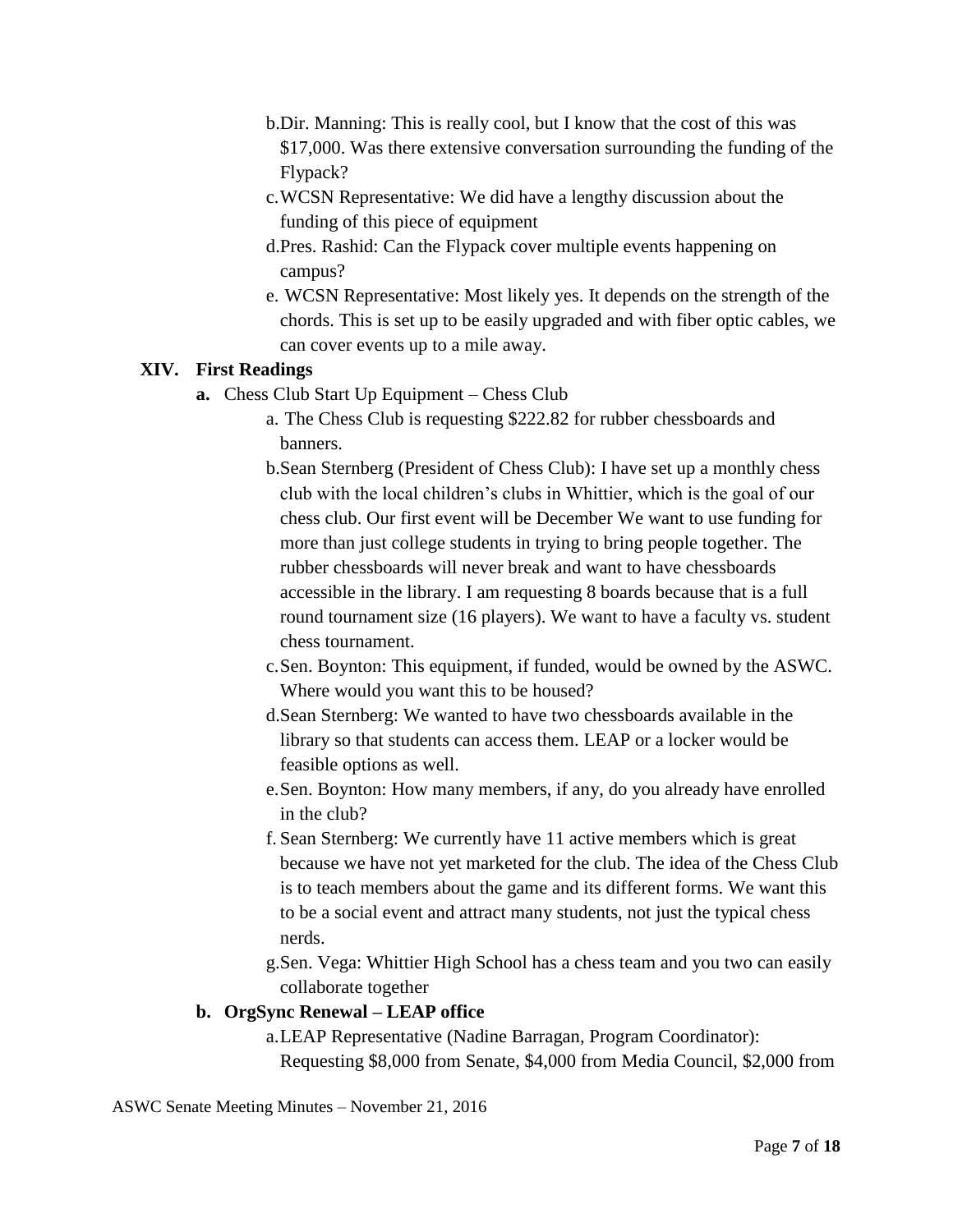b. Dir. Manning: This is really cool, but I know that the cost of this was $17,000. Was there extensive conversation surrounding the funding of the Flypack?

c. WCSN Representative: We did have a lengthy discussion about the funding of this piece of equipment

d. Pres. Rashid: Can the Flypack cover multiple events happening on campus?

e. WCSN Representative: Most likely yes. It depends on the strength of the chords. This is set up to be easily upgraded and with fiber optic cables, we can cover events up to a mile away.

## XIV. First Readings

**a.** Chess Club Start Up Equipment – Chess Club

a. The Chess Club is requesting $222.82 for rubber chessboards and banners.

b. Sean Sternberg (President of Chess Club): I have set up a monthly chess club with the local children's clubs in Whittier, which is the goal of our chess club. Our first event will be December We want to use funding for more than just college students in trying to bring people together. The rubber chessboards will never break and want to have chessboards accessible in the library. I am requesting 8 boards because that is a full round tournament size (16 players). We want to have a faculty vs. student chess tournament.

c. Sen. Boynton: This equipment, if funded, would be owned by the ASWC. Where would you want this to be housed?

d. Sean Sternberg: We wanted to have two chessboards available in the library so that students can access them. LEAP or a locker would be feasible options as well.

e. Sen. Boynton: How many members, if any, do you already have enrolled in the club?

f. Sean Sternberg: We currently have 11 active members which is great because we have not yet marketed for the club. The idea of the Chess Club is to teach members about the game and its different forms. We want this to be a social event and attract many students, not just the typical chess nerds.

g. Sen. Vega: Whittier High School has a chess team and you two can easily collaborate together

**b. OrgSync Renewal – LEAP office**

a. LEAP Representative (Nadine Barragan, Program Coordinator): Requesting $8,000 from Senate, $4,000 from Media Council, $2,000 from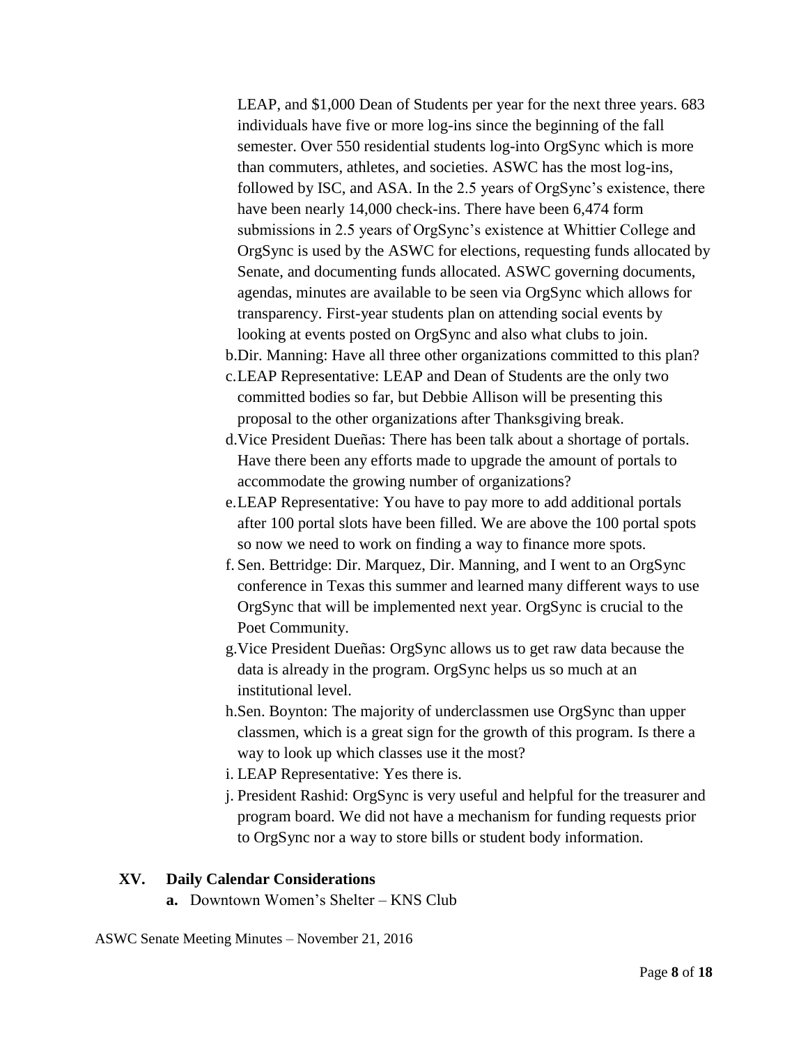LEAP, and $1,000 Dean of Students per year for the next three years. 683 individuals have five or more log-ins since the beginning of the fall semester. Over 550 residential students log-into OrgSync which is more than commuters, athletes, and societies. ASWC has the most log-ins, followed by ISC, and ASA. In the 2.5 years of OrgSync's existence, there have been nearly 14,000 check-ins. There have been 6,474 form submissions in 2.5 years of OrgSync's existence at Whittier College and OrgSync is used by the ASWC for elections, requesting funds allocated by Senate, and documenting funds allocated. ASWC governing documents, agendas, minutes are available to be seen via OrgSync which allows for transparency. First-year students plan on attending social events by looking at events posted on OrgSync and also what clubs to join.

b. Dir. Manning: Have all three other organizations committed to this plan?

c. LEAP Representative: LEAP and Dean of Students are the only two committed bodies so far, but Debbie Allison will be presenting this proposal to the other organizations after Thanksgiving break.

d. Vice President Dueñas: There has been talk about a shortage of portals. Have there been any efforts made to upgrade the amount of portals to accommodate the growing number of organizations?

e. LEAP Representative: You have to pay more to add additional portals after 100 portal slots have been filled. We are above the 100 portal spots so now we need to work on finding a way to finance more spots.

f. Sen. Bettridge: Dir. Marquez, Dir. Manning, and I went to an OrgSync conference in Texas this summer and learned many different ways to use OrgSync that will be implemented next year. OrgSync is crucial to the Poet Community.

g. Vice President Dueñas: OrgSync allows us to get raw data because the data is already in the program. OrgSync helps us so much at an institutional level.

h. Sen. Boynton: The majority of underclassmen use OrgSync than upper classmen, which is a great sign for the growth of this program. Is there a way to look up which classes use it the most?

i. LEAP Representative: Yes there is.

j. President Rashid: OrgSync is very useful and helpful for the treasurer and program board. We did not have a mechanism for funding requests prior to OrgSync nor a way to store bills or student body information.

## XV. Daily Calendar Considerations

**a.** Downtown Women's Shelter – KNS Club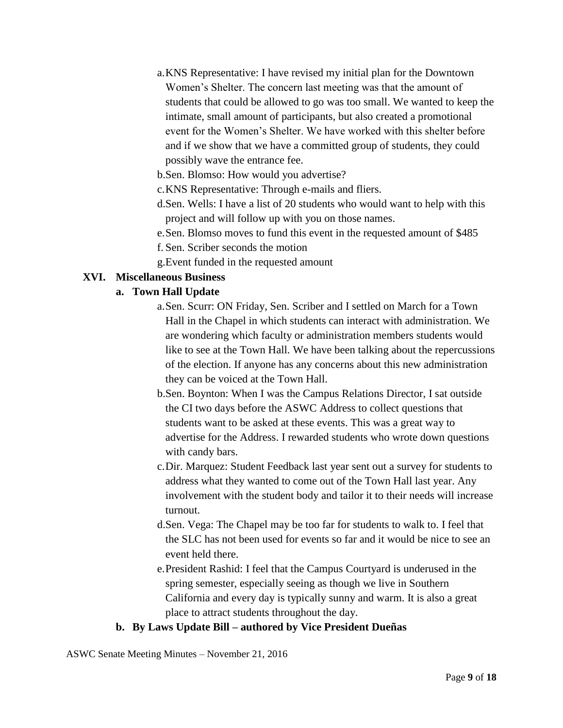a. KNS Representative: I have revised my initial plan for the Downtown Women's Shelter. The concern last meeting was that the amount of students that could be allowed to go was too small. We wanted to keep the intimate, small amount of participants, but also created a promotional event for the Women's Shelter. We have worked with this shelter before and if we show that we have a committed group of students, they could possibly wave the entrance fee.
b. Sen. Blomso: How would you advertise?
c. KNS Representative: Through e-mails and fliers.
d. Sen. Wells: I have a list of 20 students who would want to help with this project and will follow up with you on those names.
e. Sen. Blomso moves to fund this event in the requested amount of $485
f. Sen. Scriber seconds the motion
g. Event funded in the requested amount

## XVI. Miscellaneous Business

### a. Town Hall Update

a. Sen. Scurr: ON Friday, Sen. Scriber and I settled on March for a Town Hall in the Chapel in which students can interact with administration. We are wondering which faculty or administration members students would like to see at the Town Hall. We have been talking about the repercussions of the election. If anyone has any concerns about this new administration they can be voiced at the Town Hall.
b. Sen. Boynton: When I was the Campus Relations Director, I sat outside the CI two days before the ASWC Address to collect questions that students want to be asked at these events. This was a great way to advertise for the Address. I rewarded students who wrote down questions with candy bars.
c. Dir. Marquez: Student Feedback last year sent out a survey for students to address what they wanted to come out of the Town Hall last year. Any involvement with the student body and tailor it to their needs will increase turnout.
d. Sen. Vega: The Chapel may be too far for students to walk to. I feel that the SLC has not been used for events so far and it would be nice to see an event held there.
e. President Rashid: I feel that the Campus Courtyard is underused in the spring semester, especially seeing as though we live in Southern California and every day is typically sunny and warm. It is also a great place to attract students throughout the day.

### b. By Laws Update Bill – authored by Vice President Dueñas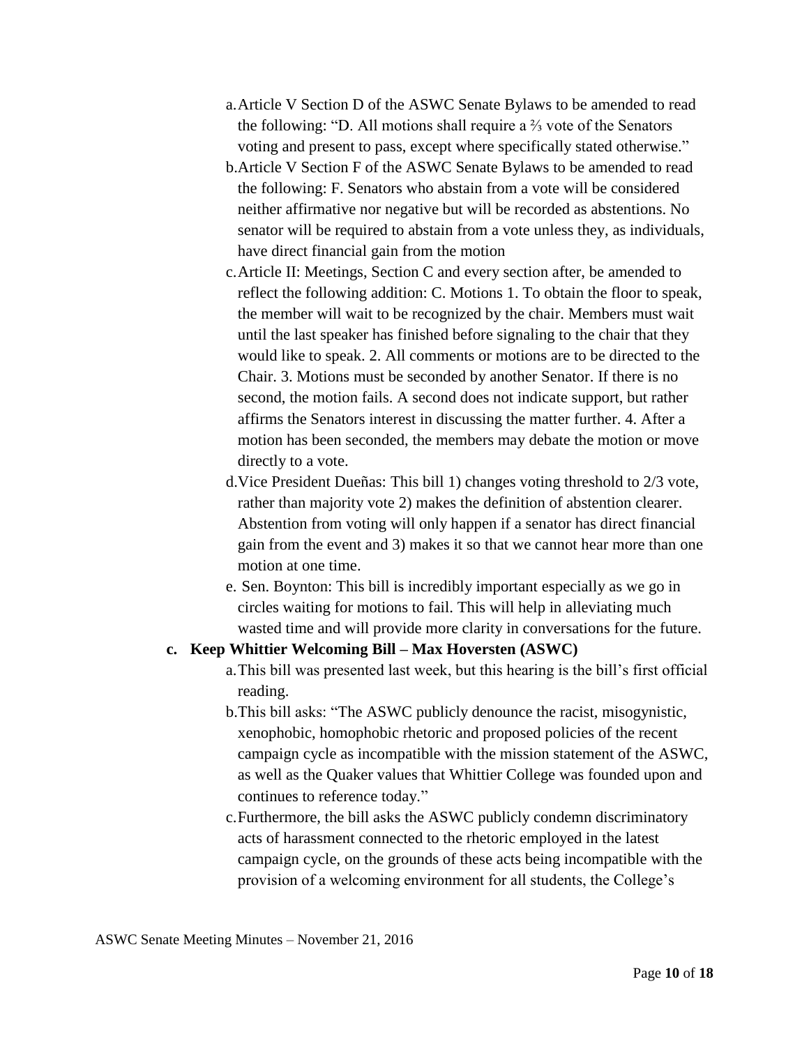a. Article V Section D of the ASWC Senate Bylaws to be amended to read the following: "D. All motions shall require a ⅔ vote of the Senators voting and present to pass, except where specifically stated otherwise."
b. Article V Section F of the ASWC Senate Bylaws to be amended to read the following: F. Senators who abstain from a vote will be considered neither affirmative nor negative but will be recorded as abstentions. No senator will be required to abstain from a vote unless they, as individuals, have direct financial gain from the motion
c. Article II: Meetings, Section C and every section after, be amended to reflect the following addition: C. Motions 1. To obtain the floor to speak, the member will wait to be recognized by the chair. Members must wait until the last speaker has finished before signaling to the chair that they would like to speak. 2. All comments or motions are to be directed to the Chair. 3. Motions must be seconded by another Senator. If there is no second, the motion fails. A second does not indicate support, but rather affirms the Senators interest in discussing the matter further. 4. After a motion has been seconded, the members may debate the motion or move directly to a vote.
d. Vice President Dueñas: This bill 1) changes voting threshold to 2/3 vote, rather than majority vote 2) makes the definition of abstention clearer. Abstention from voting will only happen if a senator has direct financial gain from the event and 3) makes it so that we cannot hear more than one motion at one time.
e. Sen. Boynton: This bill is incredibly important especially as we go in circles waiting for motions to fail. This will help in alleviating much wasted time and will provide more clarity in conversations for the future.

**c. Keep Whittier Welcoming Bill – Max Hoversten (ASWC)**

a. This bill was presented last week, but this hearing is the bill's first official reading.
b. This bill asks: "The ASWC publicly denounce the racist, misogynistic, xenophobic, homophobic rhetoric and proposed policies of the recent campaign cycle as incompatible with the mission statement of the ASWC, as well as the Quaker values that Whittier College was founded upon and continues to reference today."
c. Furthermore, the bill asks the ASWC publicly condemn discriminatory acts of harassment connected to the rhetoric employed in the latest campaign cycle, on the grounds of these acts being incompatible with the provision of a welcoming environment for all students, the College's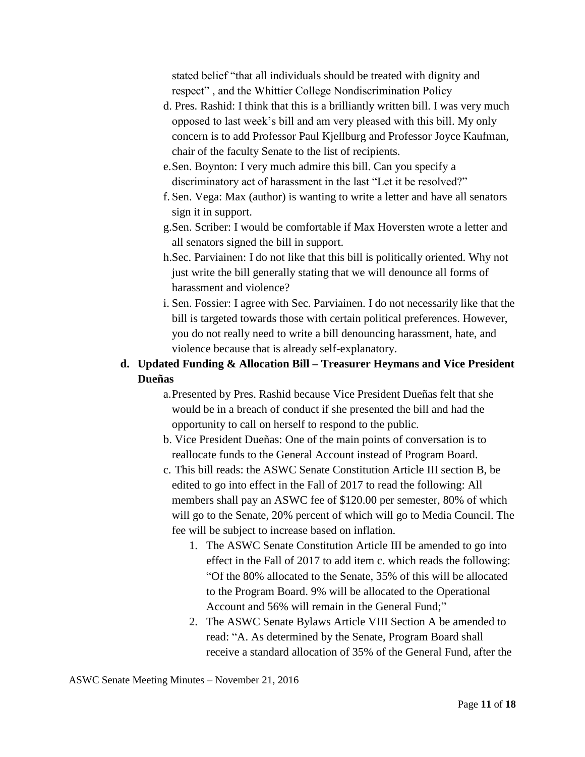stated belief "that all individuals should be treated with dignity and respect" , and the Whittier College Nondiscrimination Policy

d. Pres. Rashid: I think that this is a brilliantly written bill. I was very much opposed to last week's bill and am very pleased with this bill. My only concern is to add Professor Paul Kjellburg and Professor Joyce Kaufman, chair of the faculty Senate to the list of recipients.

e. Sen. Boynton: I very much admire this bill. Can you specify a discriminatory act of harassment in the last "Let it be resolved?"

f. Sen. Vega: Max (author) is wanting to write a letter and have all senators sign it in support.

g. Sen. Scriber: I would be comfortable if Max Hoversten wrote a letter and all senators signed the bill in support.

h. Sec. Parviainen: I do not like that this bill is politically oriented. Why not just write the bill generally stating that we will denounce all forms of harassment and violence?

i. Sen. Fossier: I agree with Sec. Parviainen. I do not necessarily like that the bill is targeted towards those with certain political preferences. However, you do not really need to write a bill denouncing harassment, hate, and violence because that is already self-explanatory.

**d. Updated Funding & Allocation Bill – Treasurer Heymans and Vice President Dueñas**

a. Presented by Pres. Rashid because Vice President Dueñas felt that she would be in a breach of conduct if she presented the bill and had the opportunity to call on herself to respond to the public.

b. Vice President Dueñas: One of the main points of conversation is to reallocate funds to the General Account instead of Program Board.

c. This bill reads: the ASWC Senate Constitution Article III section B, be edited to go into effect in the Fall of 2017 to read the following: All members shall pay an ASWC fee of $120.00 per semester, 80% of which will go to the Senate, 20% percent of which will go to Media Council. The fee will be subject to increase based on inflation.

1. The ASWC Senate Constitution Article III be amended to go into effect in the Fall of 2017 to add item c. which reads the following: "Of the 80% allocated to the Senate, 35% of this will be allocated to the Program Board. 9% will be allocated to the Operational Account and 56% will remain in the General Fund;"
2. The ASWC Senate Bylaws Article VIII Section A be amended to read: "A. As determined by the Senate, Program Board shall receive a standard allocation of 35% of the General Fund, after the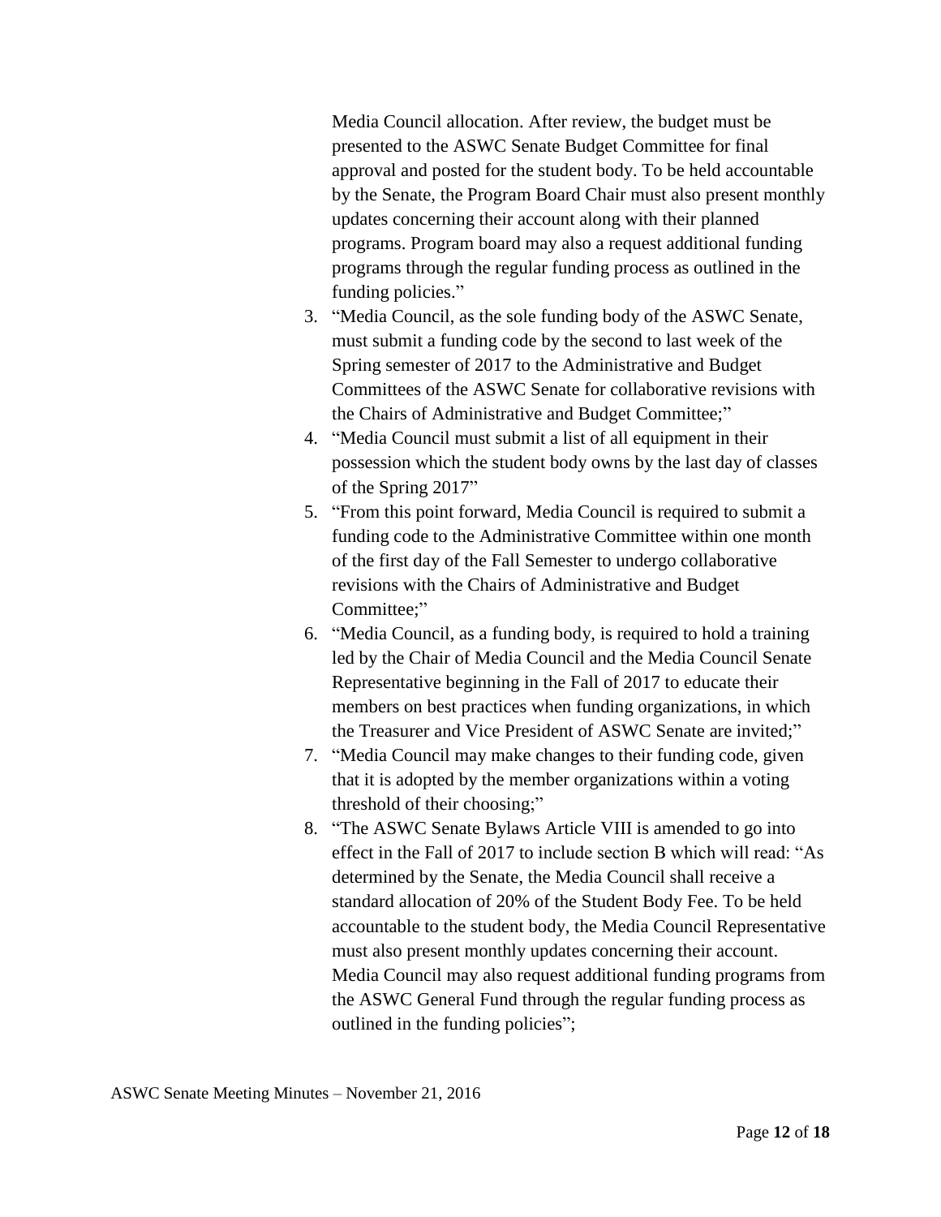Media Council allocation. After review, the budget must be presented to the ASWC Senate Budget Committee for final approval and posted for the student body. To be held accountable by the Senate, the Program Board Chair must also present monthly updates concerning their account along with their planned programs. Program board may also a request additional funding programs through the regular funding process as outlined in the funding policies."

3. "Media Council, as the sole funding body of the ASWC Senate, must submit a funding code by the second to last week of the Spring semester of 2017 to the Administrative and Budget Committees of the ASWC Senate for collaborative revisions with the Chairs of Administrative and Budget Committee;"
4. "Media Council must submit a list of all equipment in their possession which the student body owns by the last day of classes of the Spring 2017"
5. "From this point forward, Media Council is required to submit a funding code to the Administrative Committee within one month of the first day of the Fall Semester to undergo collaborative revisions with the Chairs of Administrative and Budget Committee;"
6. "Media Council, as a funding body, is required to hold a training led by the Chair of Media Council and the Media Council Senate Representative beginning in the Fall of 2017 to educate their members on best practices when funding organizations, in which the Treasurer and Vice President of ASWC Senate are invited;"
7. "Media Council may make changes to their funding code, given that it is adopted by the member organizations within a voting threshold of their choosing;"
8. "The ASWC Senate Bylaws Article VIII is amended to go into effect in the Fall of 2017 to include section B which will read: "As determined by the Senate, the Media Council shall receive a standard allocation of 20% of the Student Body Fee. To be held accountable to the student body, the Media Council Representative must also present monthly updates concerning their account. Media Council may also request additional funding programs from the ASWC General Fund through the regular funding process as outlined in the funding policies";

ASWC Senate Meeting Minutes – November 21, 2016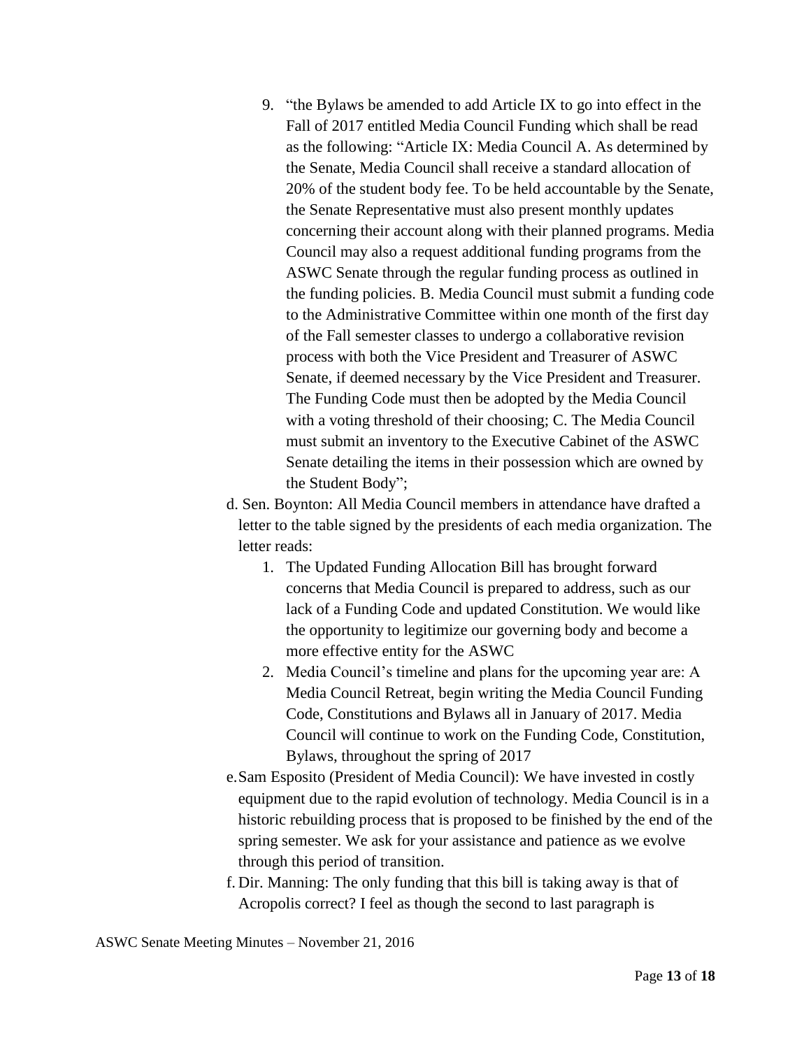9. "the Bylaws be amended to add Article IX to go into effect in the Fall of 2017 entitled Media Council Funding which shall be read as the following: "Article IX: Media Council A. As determined by the Senate, Media Council shall receive a standard allocation of 20% of the student body fee. To be held accountable by the Senate, the Senate Representative must also present monthly updates concerning their account along with their planned programs. Media Council may also a request additional funding programs from the ASWC Senate through the regular funding process as outlined in the funding policies. B. Media Council must submit a funding code to the Administrative Committee within one month of the first day of the Fall semester classes to undergo a collaborative revision process with both the Vice President and Treasurer of ASWC Senate, if deemed necessary by the Vice President and Treasurer. The Funding Code must then be adopted by the Media Council with a voting threshold of their choosing; C. The Media Council must submit an inventory to the Executive Cabinet of the ASWC Senate detailing the items in their possession which are owned by the Student Body";

d. Sen. Boynton: All Media Council members in attendance have drafted a letter to the table signed by the presidents of each media organization. The letter reads:

1. The Updated Funding Allocation Bill has brought forward concerns that Media Council is prepared to address, such as our lack of a Funding Code and updated Constitution. We would like the opportunity to legitimize our governing body and become a more effective entity for the ASWC
2. Media Council's timeline and plans for the upcoming year are: A Media Council Retreat, begin writing the Media Council Funding Code, Constitutions and Bylaws all in January of 2017. Media Council will continue to work on the Funding Code, Constitution, Bylaws, throughout the spring of 2017

e. Sam Esposito (President of Media Council): We have invested in costly equipment due to the rapid evolution of technology. Media Council is in a historic rebuilding process that is proposed to be finished by the end of the spring semester. We ask for your assistance and patience as we evolve through this period of transition.

f. Dir. Manning: The only funding that this bill is taking away is that of Acropolis correct? I feel as though the second to last paragraph is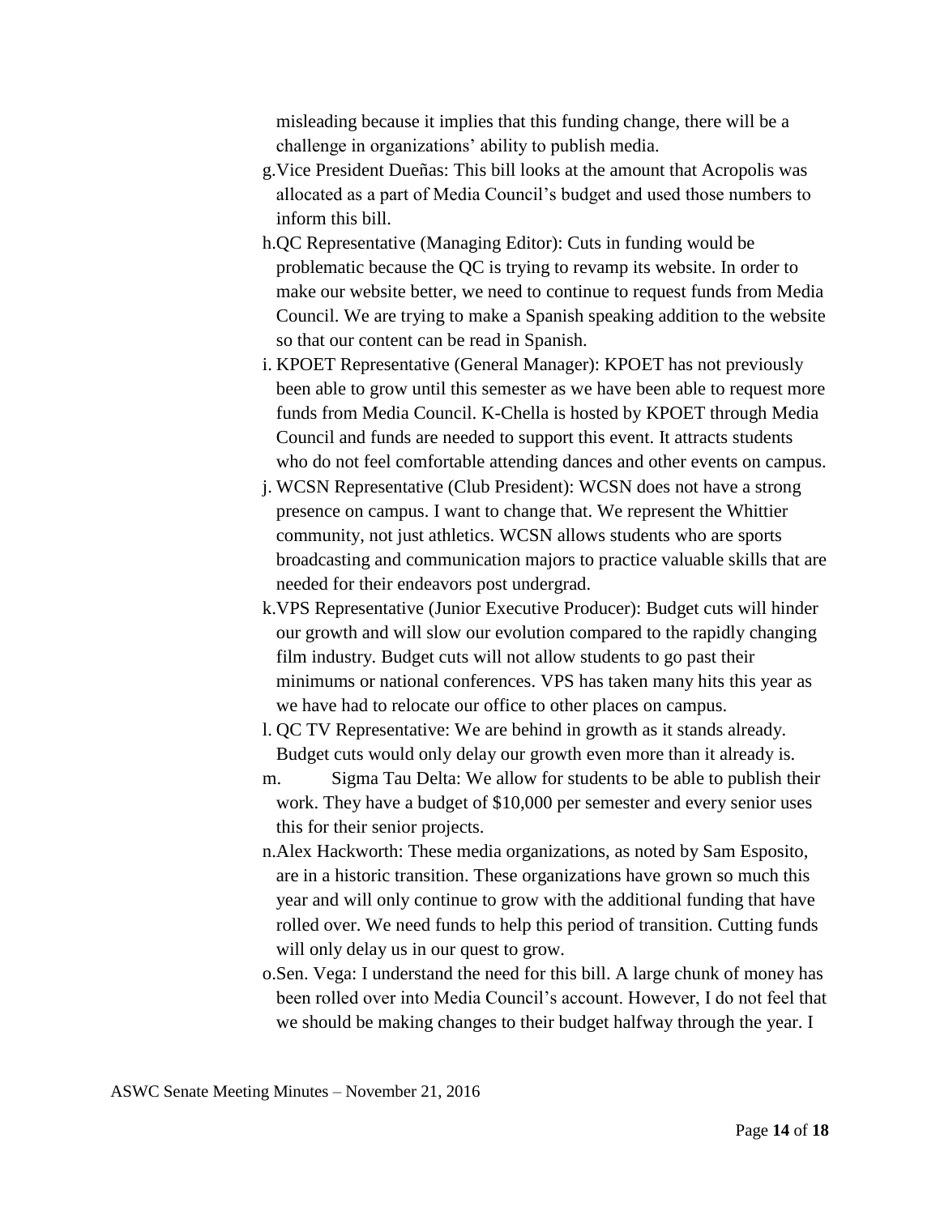misleading because it implies that this funding change, there will be a challenge in organizations' ability to publish media.

g. Vice President Dueñas: This bill looks at the amount that Acropolis was allocated as a part of Media Council's budget and used those numbers to inform this bill.

h. QC Representative (Managing Editor): Cuts in funding would be problematic because the QC is trying to revamp its website. In order to make our website better, we need to continue to request funds from Media Council. We are trying to make a Spanish speaking addition to the website so that our content can be read in Spanish.

i. KPOET Representative (General Manager): KPOET has not previously been able to grow until this semester as we have been able to request more funds from Media Council. K-Chella is hosted by KPOET through Media Council and funds are needed to support this event. It attracts students who do not feel comfortable attending dances and other events on campus.

j. WCSN Representative (Club President): WCSN does not have a strong presence on campus. I want to change that. We represent the Whittier community, not just athletics. WCSN allows students who are sports broadcasting and communication majors to practice valuable skills that are needed for their endeavors post undergrad.

k. VPS Representative (Junior Executive Producer): Budget cuts will hinder our growth and will slow our evolution compared to the rapidly changing film industry. Budget cuts will not allow students to go past their minimums or national conferences. VPS has taken many hits this year as we have had to relocate our office to other places on campus.

l. QC TV Representative: We are behind in growth as it stands already. Budget cuts would only delay our growth even more than it already is.

m. Sigma Tau Delta: We allow for students to be able to publish their work. They have a budget of $10,000 per semester and every senior uses this for their senior projects.

n. Alex Hackworth: These media organizations, as noted by Sam Esposito, are in a historic transition. These organizations have grown so much this year and will only continue to grow with the additional funding that have rolled over. We need funds to help this period of transition. Cutting funds will only delay us in our quest to grow.

o. Sen. Vega: I understand the need for this bill. A large chunk of money has been rolled over into Media Council's account. However, I do not feel that we should be making changes to their budget halfway through the year. I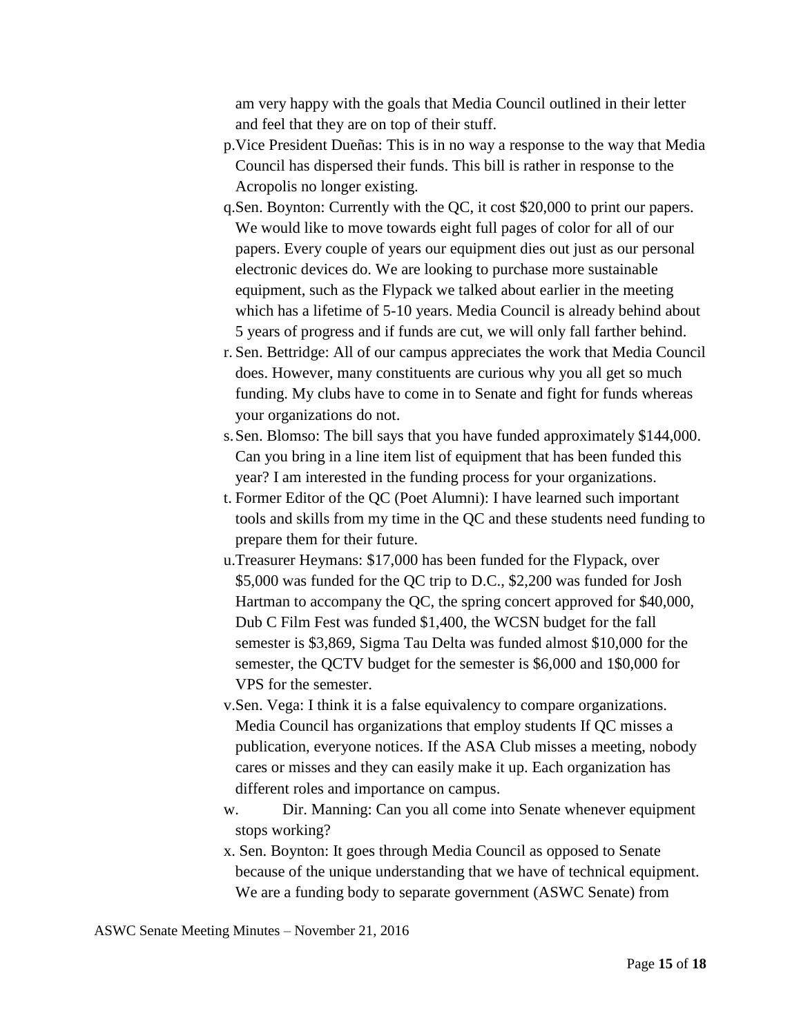am very happy with the goals that Media Council outlined in their letter and feel that they are on top of their stuff.

p. Vice President Dueñas: This is in no way a response to the way that Media Council has dispersed their funds. This bill is rather in response to the Acropolis no longer existing.
q. Sen. Boynton: Currently with the QC, it cost $20,000 to print our papers. We would like to move towards eight full pages of color for all of our papers. Every couple of years our equipment dies out just as our personal electronic devices do. We are looking to purchase more sustainable equipment, such as the Flypack we talked about earlier in the meeting which has a lifetime of 5-10 years. Media Council is already behind about 5 years of progress and if funds are cut, we will only fall farther behind.
r. Sen. Bettridge: All of our campus appreciates the work that Media Council does. However, many constituents are curious why you all get so much funding. My clubs have to come in to Senate and fight for funds whereas your organizations do not.
s. Sen. Blomso: The bill says that you have funded approximately $144,000. Can you bring in a line item list of equipment that has been funded this year? I am interested in the funding process for your organizations.
t. Former Editor of the QC (Poet Alumni): I have learned such important tools and skills from my time in the QC and these students need funding to prepare them for their future.
u. Treasurer Heymans: $17,000 has been funded for the Flypack, over $5,000 was funded for the QC trip to D.C., $2,200 was funded for Josh Hartman to accompany the QC, the spring concert approved for $40,000, Dub C Film Fest was funded $1,400, the WCSN budget for the fall semester is $3,869, Sigma Tau Delta was funded almost $10,000 for the semester, the QCTV budget for the semester is $6,000 and 1$0,000 for VPS for the semester.
v. Sen. Vega: I think it is a false equivalency to compare organizations. Media Council has organizations that employ students If QC misses a publication, everyone notices. If the ASA Club misses a meeting, nobody cares or misses and they can easily make it up. Each organization has different roles and importance on campus.
w. Dir. Manning: Can you all come into Senate whenever equipment stops working?
x. Sen. Boynton: It goes through Media Council as opposed to Senate because of the unique understanding that we have of technical equipment. We are a funding body to separate government (ASWC Senate) from

ASWC Senate Meeting Minutes – November 21, 2016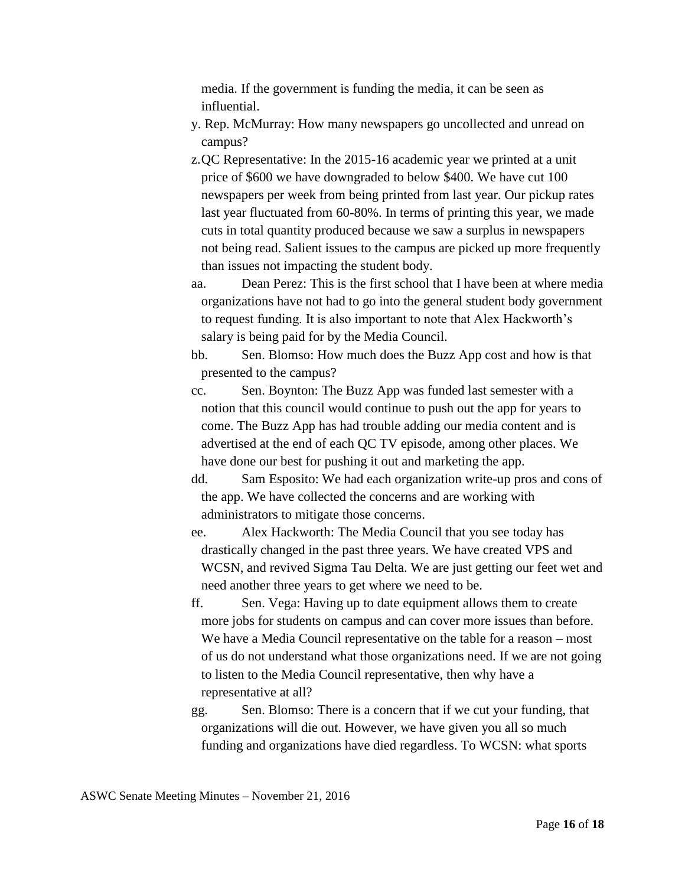media. If the government is funding the media, it can be seen as influential.

y. Rep. McMurray: How many newspapers go uncollected and unread on campus?

z. QC Representative: In the 2015-16 academic year we printed at a unit price of $600 we have downgraded to below $400. We have cut 100 newspapers per week from being printed from last year. Our pickup rates last year fluctuated from 60-80%. In terms of printing this year, we made cuts in total quantity produced because we saw a surplus in newspapers not being read. Salient issues to the campus are picked up more frequently than issues not impacting the student body.

aa. Dean Perez: This is the first school that I have been at where media organizations have not had to go into the general student body government to request funding. It is also important to note that Alex Hackworth's salary is being paid for by the Media Council.

bb. Sen. Blomso: How much does the Buzz App cost and how is that presented to the campus?

cc. Sen. Boynton: The Buzz App was funded last semester with a notion that this council would continue to push out the app for years to come. The Buzz App has had trouble adding our media content and is advertised at the end of each QC TV episode, among other places. We have done our best for pushing it out and marketing the app.

dd. Sam Esposito: We had each organization write-up pros and cons of the app. We have collected the concerns and are working with administrators to mitigate those concerns.

ee. Alex Hackworth: The Media Council that you see today has drastically changed in the past three years. We have created VPS and WCSN, and revived Sigma Tau Delta. We are just getting our feet wet and need another three years to get where we need to be.

ff. Sen. Vega: Having up to date equipment allows them to create more jobs for students on campus and can cover more issues than before. We have a Media Council representative on the table for a reason – most of us do not understand what those organizations need. If we are not going to listen to the Media Council representative, then why have a representative at all?

gg. Sen. Blomso: There is a concern that if we cut your funding, that organizations will die out. However, we have given you all so much funding and organizations have died regardless. To WCSN: what sports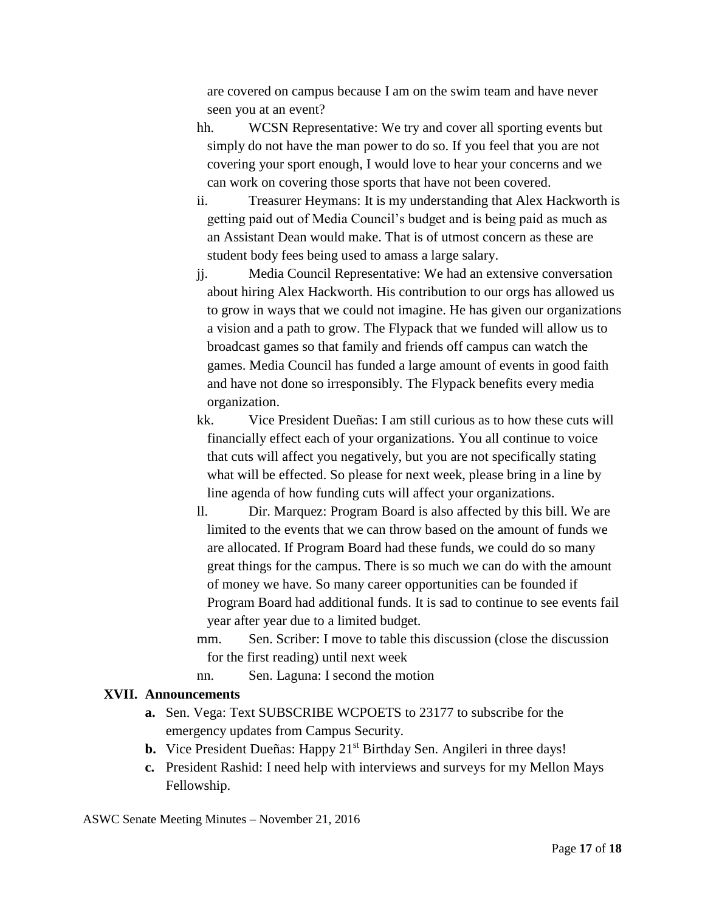are covered on campus because I am on the swim team and have never seen you at an event?

hh. WCSN Representative: We try and cover all sporting events but simply do not have the man power to do so. If you feel that you are not covering your sport enough, I would love to hear your concerns and we can work on covering those sports that have not been covered.

ii. Treasurer Heymans: It is my understanding that Alex Hackworth is getting paid out of Media Council's budget and is being paid as much as an Assistant Dean would make. That is of utmost concern as these are student body fees being used to amass a large salary.

jj. Media Council Representative: We had an extensive conversation about hiring Alex Hackworth. His contribution to our orgs has allowed us to grow in ways that we could not imagine. He has given our organizations a vision and a path to grow. The Flypack that we funded will allow us to broadcast games so that family and friends off campus can watch the games. Media Council has funded a large amount of events in good faith and have not done so irresponsibly. The Flypack benefits every media organization.

kk. Vice President Dueñas: I am still curious as to how these cuts will financially effect each of your organizations. You all continue to voice that cuts will affect you negatively, but you are not specifically stating what will be effected. So please for next week, please bring in a line by line agenda of how funding cuts will affect your organizations.

ll. Dir. Marquez: Program Board is also affected by this bill. We are limited to the events that we can throw based on the amount of funds we are allocated. If Program Board had these funds, we could do so many great things for the campus. There is so much we can do with the amount of money we have. So many career opportunities can be founded if Program Board had additional funds. It is sad to continue to see events fail year after year due to a limited budget.

mm. Sen. Scriber: I move to table this discussion (close the discussion for the first reading) until next week

nn. Sen. Laguna: I second the motion

## XVII. Announcements

**a.** Sen. Vega: Text SUBSCRIBE WCPOETS to 23177 to subscribe for the emergency updates from Campus Security.

**b.** Vice President Dueñas: Happy 21st Birthday Sen. Angileri in three days!

**c.** President Rashid: I need help with interviews and surveys for my Mellon Mays Fellowship.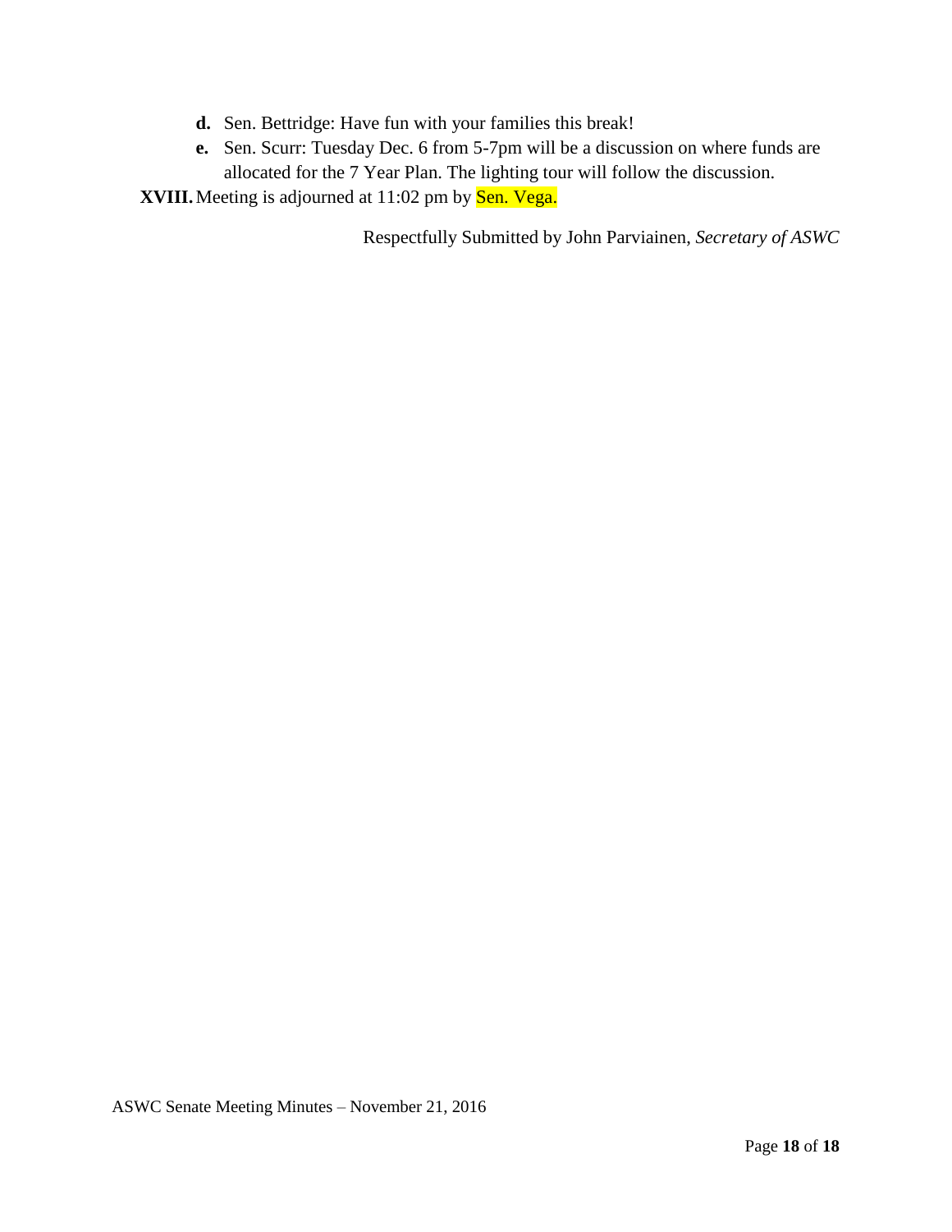d. Sen. Bettridge: Have fun with your families this break!
e. Sen. Scurr: Tuesday Dec. 6 from 5-7pm will be a discussion on where funds are allocated for the 7 Year Plan. The lighting tour will follow the discussion.

**XVIII.** Meeting is adjourned at 11:02 pm by Sen. Vega.

Respectfully Submitted by John Parviainen, *Secretary of ASWC*